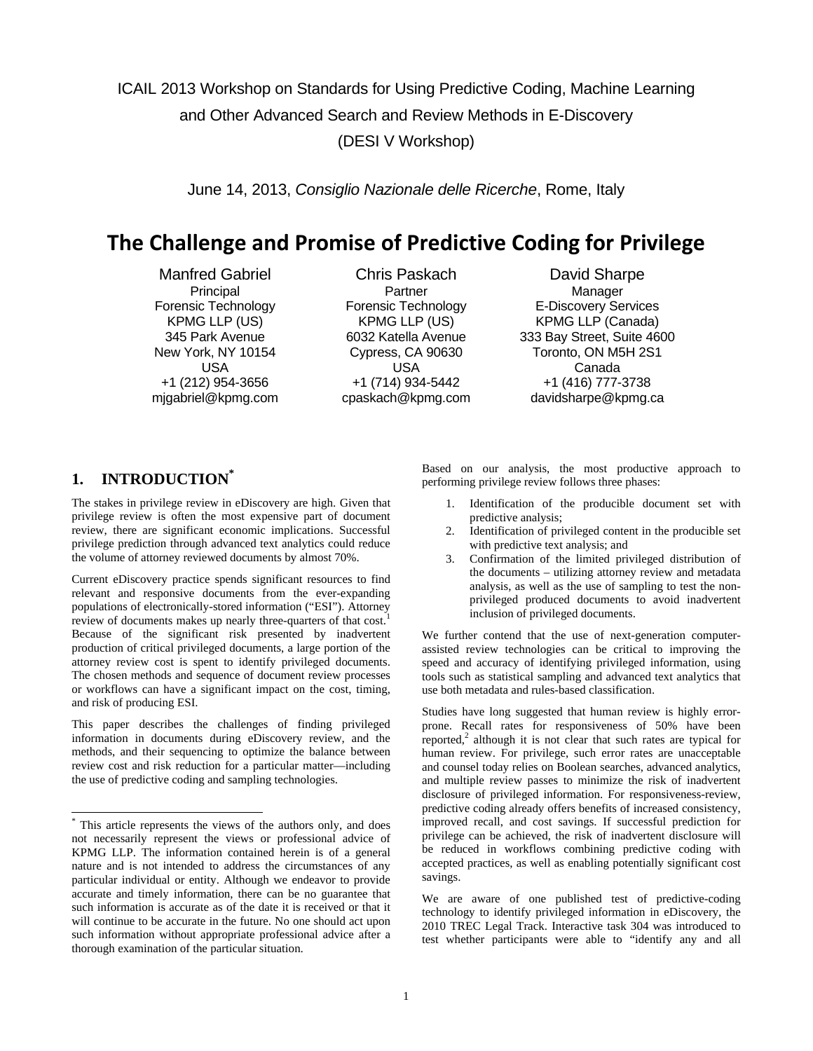ICAIL 2013 Workshop on Standards for Using Predictive Coding, Machine Learning and Other Advanced Search and Review Methods in E-Discovery (DESI V Workshop)

June 14, 2013, *Consiglio Nazionale delle Ricerche*, Rome, Italy

# The Challenge and Promise of Predictive Coding for Privilege

Manfred Gabriel
Principal
Forensic Technology
KPMG LLP (US)
345 Park Avenue
New York, NY 10154
USA
+1 (212) 954-3656
mjgabriel@kpmg.com

Chris Paskach
Partner
Forensic Technology
KPMG LLP (US)
6032 Katella Avenue
Cypress, CA 90630
USA
+1 (714) 934-5442
cpaskach@kpmg.com

David Sharpe
Manager
E-Discovery Services
KPMG LLP (Canada)
333 Bay Street, Suite 4600
Toronto, ON M5H 2S1
Canada
+1 (416) 777-3738
davidsharpe@kpmg.ca

## 1. INTRODUCTION[*]

The stakes in privilege review in eDiscovery are high. Given that privilege review is often the most expensive part of document review, there are significant economic implications. Successful privilege prediction through advanced text analytics could reduce the volume of attorney reviewed documents by almost 70%.

Current eDiscovery practice spends significant resources to find relevant and responsive documents from the ever-expanding populations of electronically-stored information ("ESI"). Attorney review of documents makes up nearly three-quarters of that cost.[1] Because of the significant risk presented by inadvertent production of critical privileged documents, a large portion of the attorney review cost is spent to identify privileged documents. The chosen methods and sequence of document review processes or workflows can have a significant impact on the cost, timing, and risk of producing ESI.

This paper describes the challenges of finding privileged information in documents during eDiscovery review, and the methods, and their sequencing to optimize the balance between review cost and risk reduction for a particular matter—including the use of predictive coding and sampling technologies.

[*] This article represents the views of the authors only, and does not necessarily represent the views or professional advice of KPMG LLP. The information contained herein is of a general nature and is not intended to address the circumstances of any particular individual or entity. Although we endeavor to provide accurate and timely information, there can be no guarantee that such information is accurate as of the date it is received or that it will continue to be accurate in the future. No one should act upon such information without appropriate professional advice after a thorough examination of the particular situation.

Based on our analysis, the most productive approach to performing privilege review follows three phases:

1. Identification of the producible document set with predictive analysis;
2. Identification of privileged content in the producible set with predictive text analysis; and
3. Confirmation of the limited privileged distribution of the documents – utilizing attorney review and metadata analysis, as well as the use of sampling to test the non-privileged produced documents to avoid inadvertent inclusion of privileged documents.

We further contend that the use of next-generation computer-assisted review technologies can be critical to improving the speed and accuracy of identifying privileged information, using tools such as statistical sampling and advanced text analytics that use both metadata and rules-based classification.

Studies have long suggested that human review is highly error-prone. Recall rates for responsiveness of 50% have been reported,[2] although it is not clear that such rates are typical for human review. For privilege, such error rates are unacceptable and counsel today relies on Boolean searches, advanced analytics, and multiple review passes to minimize the risk of inadvertent disclosure of privileged information. For responsiveness-review, predictive coding already offers benefits of increased consistency, improved recall, and cost savings. If successful prediction for privilege can be achieved, the risk of inadvertent disclosure will be reduced in workflows combining predictive coding with accepted practices, as well as enabling potentially significant cost savings.

We are aware of one published test of predictive-coding technology to identify privileged information in eDiscovery, the 2010 TREC Legal Track. Interactive task 304 was introduced to test whether participants were able to "identify any and all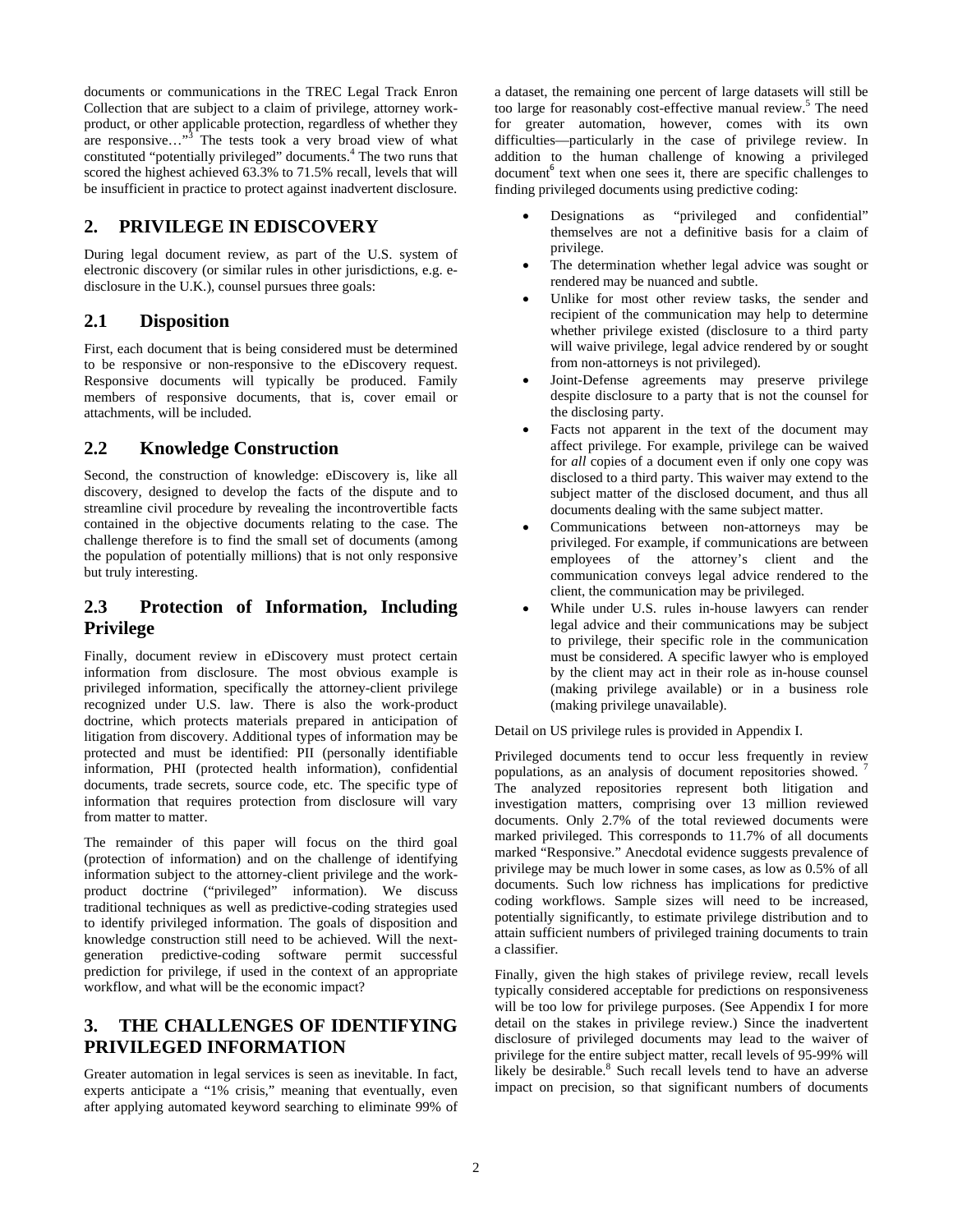documents or communications in the TREC Legal Track Enron Collection that are subject to a claim of privilege, attorney work-product, or other applicable protection, regardless of whether they are responsive…"[3] The tests took a very broad view of what constituted "potentially privileged" documents.[4] The two runs that scored the highest achieved 63.3% to 71.5% recall, levels that will be insufficient in practice to protect against inadvertent disclosure.

## 2. PRIVILEGE IN EDISCOVERY

During legal document review, as part of the U.S. system of electronic discovery (or similar rules in other jurisdictions, e.g. e-disclosure in the U.K.), counsel pursues three goals:

### 2.1 Disposition

First, each document that is being considered must be determined to be responsive or non-responsive to the eDiscovery request. Responsive documents will typically be produced. Family members of responsive documents, that is, cover email or attachments, will be included.

### 2.2 Knowledge Construction

Second, the construction of knowledge: eDiscovery is, like all discovery, designed to develop the facts of the dispute and to streamline civil procedure by revealing the incontrovertible facts contained in the objective documents relating to the case. The challenge therefore is to find the small set of documents (among the population of potentially millions) that is not only responsive but truly interesting.

### 2.3 Protection of Information, Including Privilege

Finally, document review in eDiscovery must protect certain information from disclosure. The most obvious example is privileged information, specifically the attorney-client privilege recognized under U.S. law. There is also the work-product doctrine, which protects materials prepared in anticipation of litigation from discovery. Additional types of information may be protected and must be identified: PII (personally identifiable information, PHI (protected health information), confidential documents, trade secrets, source code, etc. The specific type of information that requires protection from disclosure will vary from matter to matter.

The remainder of this paper will focus on the third goal (protection of information) and on the challenge of identifying information subject to the attorney-client privilege and the work-product doctrine ("privileged" information). We discuss traditional techniques as well as predictive-coding strategies used to identify privileged information. The goals of disposition and knowledge construction still need to be achieved. Will the next-generation predictive-coding software permit successful prediction for privilege, if used in the context of an appropriate workflow, and what will be the economic impact?

## 3. THE CHALLENGES OF IDENTIFYING PRIVILEGED INFORMATION

Greater automation in legal services is seen as inevitable. In fact, experts anticipate a "1% crisis," meaning that eventually, even after applying automated keyword searching to eliminate 99% of a dataset, the remaining one percent of large datasets will still be too large for reasonably cost-effective manual review.[5] The need for greater automation, however, comes with its own difficulties—particularly in the case of privilege review. In addition to the human challenge of knowing a privileged document[6] text when one sees it, there are specific challenges to finding privileged documents using predictive coding:

- Designations as "privileged and confidential" themselves are not a definitive basis for a claim of privilege.
- The determination whether legal advice was sought or rendered may be nuanced and subtle.
- Unlike for most other review tasks, the sender and recipient of the communication may help to determine whether privilege existed (disclosure to a third party will waive privilege, legal advice rendered by or sought from non-attorneys is not privileged).
- Joint-Defense agreements may preserve privilege despite disclosure to a party that is not the counsel for the disclosing party.
- Facts not apparent in the text of the document may affect privilege. For example, privilege can be waived for *all* copies of a document even if only one copy was disclosed to a third party. This waiver may extend to the subject matter of the disclosed document, and thus all documents dealing with the same subject matter.
- Communications between non-attorneys may be privileged. For example, if communications are between employees of the attorney's client and the communication conveys legal advice rendered to the client, the communication may be privileged.
- While under U.S. rules in-house lawyers can render legal advice and their communications may be subject to privilege, their specific role in the communication must be considered. A specific lawyer who is employed by the client may act in their role as in-house counsel (making privilege available) or in a business role (making privilege unavailable).

Detail on US privilege rules is provided in Appendix I.

Privileged documents tend to occur less frequently in review populations, as an analysis of document repositories showed.[7] The analyzed repositories represent both litigation and investigation matters, comprising over 13 million reviewed documents. Only 2.7% of the total reviewed documents were marked privileged. This corresponds to 11.7% of all documents marked "Responsive." Anecdotal evidence suggests prevalence of privilege may be much lower in some cases, as low as 0.5% of all documents. Such low richness has implications for predictive coding workflows. Sample sizes will need to be increased, potentially significantly, to estimate privilege distribution and to attain sufficient numbers of privileged training documents to train a classifier.

Finally, given the high stakes of privilege review, recall levels typically considered acceptable for predictions on responsiveness will be too low for privilege purposes. (See Appendix I for more detail on the stakes in privilege review.) Since the inadvertent disclosure of privileged documents may lead to the waiver of privilege for the entire subject matter, recall levels of 95-99% will likely be desirable.[8] Such recall levels tend to have an adverse impact on precision, so that significant numbers of documents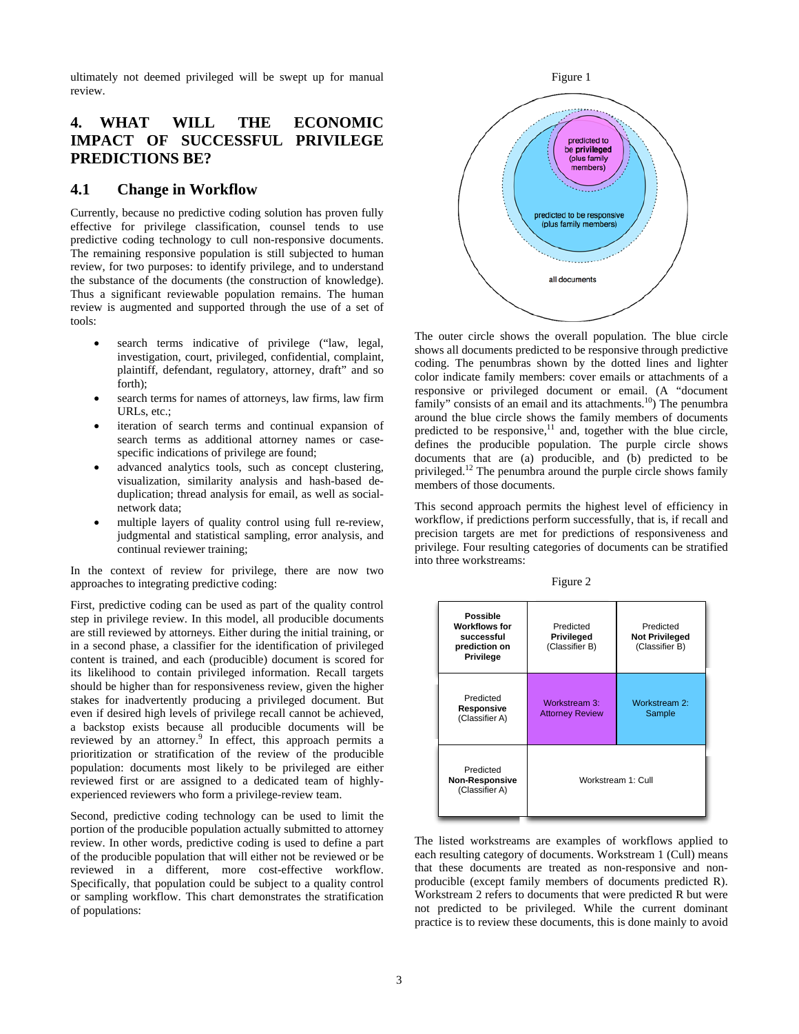ultimately not deemed privileged will be swept up for manual review.

## 4. WHAT WILL THE ECONOMIC IMPACT OF SUCCESSFUL PRIVILEGE PREDICTIONS BE?

### 4.1 Change in Workflow

Currently, because no predictive coding solution has proven fully effective for privilege classification, counsel tends to use predictive coding technology to cull non-responsive documents. The remaining responsive population is still subjected to human review, for two purposes: to identify privilege, and to understand the substance of the documents (the construction of knowledge). Thus a significant reviewable population remains. The human review is augmented and supported through the use of a set of tools:

- search terms indicative of privilege ("law, legal, investigation, court, privileged, confidential, complaint, plaintiff, defendant, regulatory, attorney, draft" and so forth);
- search terms for names of attorneys, law firms, law firm URLs, etc.;
- iteration of search terms and continual expansion of search terms as additional attorney names or case-specific indications of privilege are found;
- advanced analytics tools, such as concept clustering, visualization, similarity analysis and hash-based de-duplication; thread analysis for email, as well as social-network data;
- multiple layers of quality control using full re-review, judgmental and statistical sampling, error analysis, and continual reviewer training;

In the context of review for privilege, there are now two approaches to integrating predictive coding:

First, predictive coding can be used as part of the quality control step in privilege review. In this model, all producible documents are still reviewed by attorneys. Either during the initial training, or in a second phase, a classifier for the identification of privileged content is trained, and each (producible) document is scored for its likelihood to contain privileged information. Recall targets should be higher than for responsiveness review, given the higher stakes for inadvertently producing a privileged document. But even if desired high levels of privilege recall cannot be achieved, a backstop exists because all producible documents will be reviewed by an attorney.[9] In effect, this approach permits a prioritization or stratification of the review of the producible population: documents most likely to be privileged are either reviewed first or are assigned to a dedicated team of highly-experienced reviewers who form a privilege-review team.

Second, predictive coding technology can be used to limit the portion of the producible population actually submitted to attorney review. In other words, predictive coding is used to define a part of the producible population that will either not be reviewed or be reviewed in a different, more cost-effective workflow. Specifically, that population could be subject to a quality control or sampling workflow. This chart demonstrates the stratification of populations:

Figure 1

predicted to be privileged (plus family members)

predicted to be responsive (plus family members)

all documents

The outer circle shows the overall population. The blue circle shows all documents predicted to be responsive through predictive coding. The penumbras shown by the dotted lines and lighter color indicate family members: cover emails or attachments of a responsive or privileged document or email. (A "document family" consists of an email and its attachments.[10]) The penumbra around the blue circle shows the family members of documents predicted to be responsive,[11] and, together with the blue circle, defines the producible population. The purple circle shows documents that are (a) producible, and (b) predicted to be privileged.[12] The penumbra around the purple circle shows family members of those documents.

This second approach permits the highest level of efficiency in workflow, if predictions perform successfully, that is, if recall and precision targets are met for predictions of responsiveness and privilege. Four resulting categories of documents can be stratified into three workstreams:

Figure 2

| **Possible Workflows for successful prediction on Privilege** | Predicted **Privileged** (Classifier B) | Predicted **Not Privileged** (Classifier B) |
| --- | --- | --- |
| Predicted **Responsive** (Classifier A) | Workstream 3: Attorney Review | Workstream 2: Sample |
| Predicted **Non-Responsive** (Classifier A) | Workstream 1: Cull | |

The listed workstreams are examples of workflows applied to each resulting category of documents. Workstream 1 (Cull) means that these documents are treated as non-responsive and non-producible (except family members of documents predicted R). Workstream 2 refers to documents that were predicted R but were not predicted to be privileged. While the current dominant practice is to review these documents, this is done mainly to avoid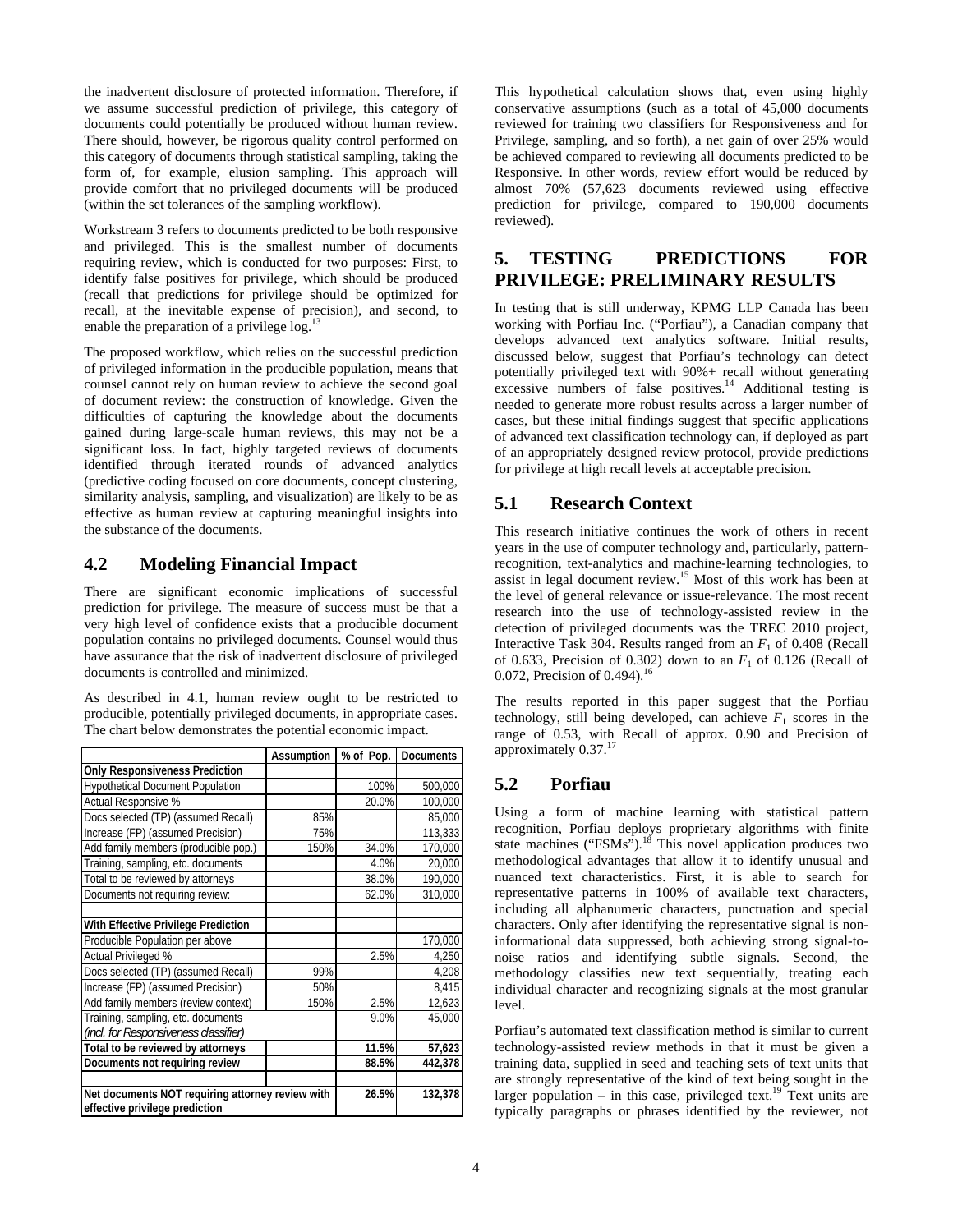the inadvertent disclosure of protected information. Therefore, if we assume successful prediction of privilege, this category of documents could potentially be produced without human review. There should, however, be rigorous quality control performed on this category of documents through statistical sampling, taking the form of, for example, elusion sampling. This approach will provide comfort that no privileged documents will be produced (within the set tolerances of the sampling workflow).

Workstream 3 refers to documents predicted to be both responsive and privileged. This is the smallest number of documents requiring review, which is conducted for two purposes: First, to identify false positives for privilege, which should be produced (recall that predictions for privilege should be optimized for recall, at the inevitable expense of precision), and second, to enable the preparation of a privilege log.[13]

The proposed workflow, which relies on the successful prediction of privileged information in the producible population, means that counsel cannot rely on human review to achieve the second goal of document review: the construction of knowledge. Given the difficulties of capturing the knowledge about the documents gained during large-scale human reviews, this may not be a significant loss. In fact, highly targeted reviews of documents identified through iterated rounds of advanced analytics (predictive coding focused on core documents, concept clustering, similarity analysis, sampling, and visualization) are likely to be as effective as human review at capturing meaningful insights into the substance of the documents.

## 4.2 Modeling Financial Impact

There are significant economic implications of successful prediction for privilege. The measure of success must be that a very high level of confidence exists that a producible document population contains no privileged documents. Counsel would thus have assurance that the risk of inadvertent disclosure of privileged documents is controlled and minimized.

As described in 4.1, human review ought to be restricted to producible, potentially privileged documents, in appropriate cases. The chart below demonstrates the potential economic impact.

| | Assumption | % of Pop. | Documents |
|---|---|---|---|
| **Only Responsiveness Prediction** | | | |
| Hypothetical Document Population | | 100% | 500,000 |
| Actual Responsive % | | 20.0% | 100,000 |
| Docs selected (TP) (assumed Recall) | 85% | | 85,000 |
| Increase (FP) (assumed Precision) | 75% | | 113,333 |
| Add family members (producible pop.) | 150% | 34.0% | 170,000 |
| Training, sampling, etc. documents | | 4.0% | 20,000 |
| Total to be reviewed by attorneys | | 38.0% | 190,000 |
| Documents not requiring review: | | 62.0% | 310,000 |
| | | | |
| **With Effective Privilege Prediction** | | | |
| Producible Population per above | | | 170,000 |
| Actual Privileged % | | 2.5% | 4,250 |
| Docs selected (TP) (assumed Recall) | 99% | | 4,208 |
| Increase (FP) (assumed Precision) | 50% | | 8,415 |
| Add family members (review context) | 150% | 2.5% | 12,623 |
| Training, sampling, etc. documents *(incl. for Responsiveness classifier)* | | 9.0% | 45,000 |
| **Total to be reviewed by attorneys** | | **11.5%** | **57,623** |
| **Documents not requiring review** | | **88.5%** | **442,378** |
| | | | |
| **Net documents NOT requiring attorney review with effective privilege prediction** | | **26.5%** | **132,378** |

This hypothetical calculation shows that, even using highly conservative assumptions (such as a total of 45,000 documents reviewed for training two classifiers for Responsiveness and for Privilege, sampling, and so forth), a net gain of over 25% would be achieved compared to reviewing all documents predicted to be Responsive. In other words, review effort would be reduced by almost 70% (57,623 documents reviewed using effective prediction for privilege, compared to 190,000 documents reviewed).

# 5. TESTING PREDICTIONS FOR PRIVILEGE: PRELIMINARY RESULTS

In testing that is still underway, KPMG LLP Canada has been working with Porfiau Inc. ("Porfiau"), a Canadian company that develops advanced text analytics software. Initial results, discussed below, suggest that Porfiau's technology can detect potentially privileged text with 90%+ recall without generating excessive numbers of false positives.[14] Additional testing is needed to generate more robust results across a larger number of cases, but these initial findings suggest that specific applications of advanced text classification technology can, if deployed as part of an appropriately designed review protocol, provide predictions for privilege at high recall levels at acceptable precision.

## 5.1 Research Context

This research initiative continues the work of others in recent years in the use of computer technology and, particularly, pattern-recognition, text-analytics and machine-learning technologies, to assist in legal document review.[15] Most of this work has been at the level of general relevance or issue-relevance. The most recent research into the use of technology-assisted review in the detection of privileged documents was the TREC 2010 project, Interactive Task 304. Results ranged from an $F_1$ of 0.408 (Recall of 0.633, Precision of 0.302) down to an $F_1$ of 0.126 (Recall of 0.072, Precision of 0.494).[16]

The results reported in this paper suggest that the Porfiau technology, still being developed, can achieve $F_1$ scores in the range of 0.53, with Recall of approx. 0.90 and Precision of approximately 0.37.[17]

## 5.2 Porfiau

Using a form of machine learning with statistical pattern recognition, Porfiau deploys proprietary algorithms with finite state machines ("FSMs").[18] This novel application produces two methodological advantages that allow it to identify unusual and nuanced text characteristics. First, it is able to search for representative patterns in 100% of available text characters, including all alphanumeric characters, punctuation and special characters. Only after identifying the representative signal is non-informational data suppressed, both achieving strong signal-to-noise ratios and identifying subtle signals. Second, the methodology classifies new text sequentially, treating each individual character and recognizing signals at the most granular level.

Porfiau's automated text classification method is similar to current technology-assisted review methods in that it must be given a training data, supplied in seed and teaching sets of text units that are strongly representative of the kind of text being sought in the larger population – in this case, privileged text.[19] Text units are typically paragraphs or phrases identified by the reviewer, not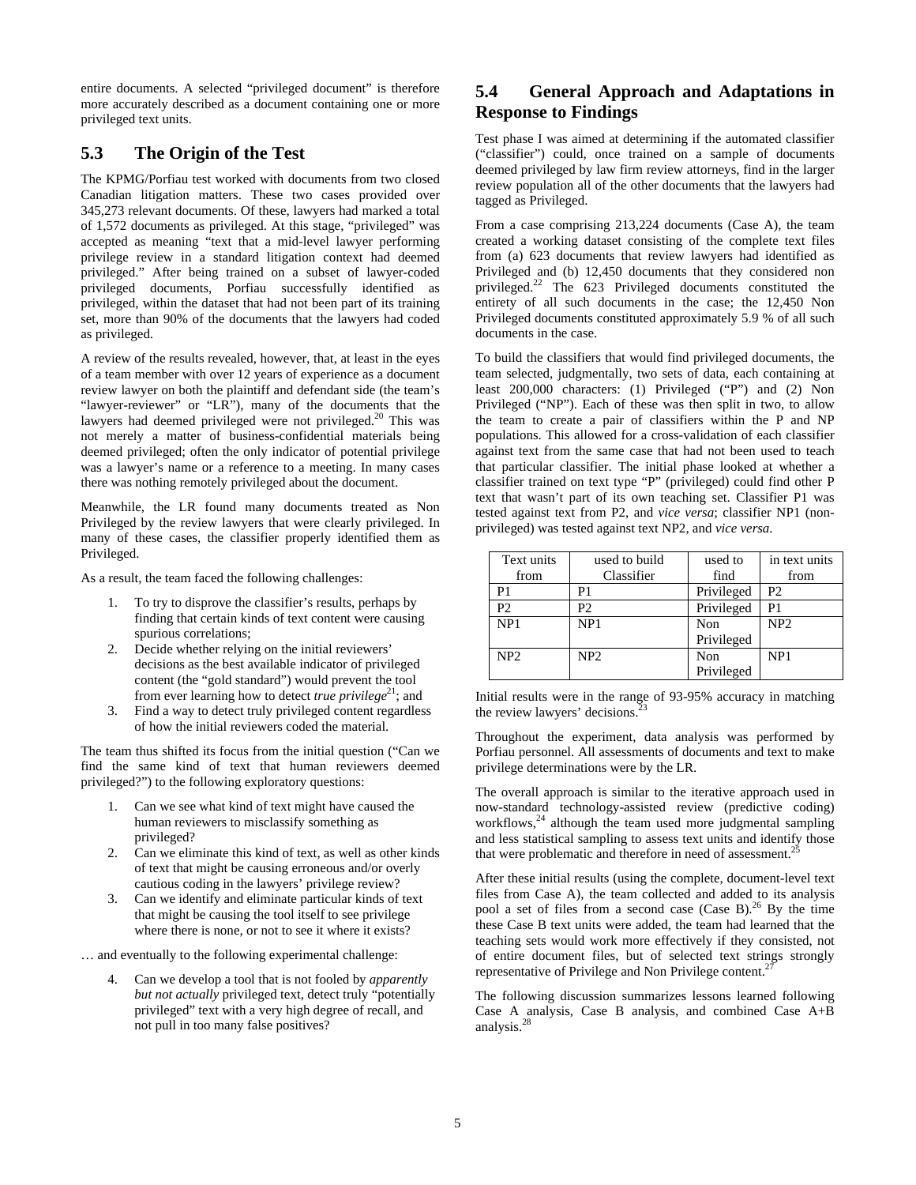entire documents. A selected "privileged document" is therefore more accurately described as a document containing one or more privileged text units.

## 5.3 The Origin of the Test

The KPMG/Porfiau test worked with documents from two closed Canadian litigation matters. These two cases provided over 345,273 relevant documents. Of these, lawyers had marked a total of 1,572 documents as privileged. At this stage, "privileged" was accepted as meaning "text that a mid-level lawyer performing privilege review in a standard litigation context had deemed privileged." After being trained on a subset of lawyer-coded privileged documents, Porfiau successfully identified as privileged, within the dataset that had not been part of its training set, more than 90% of the documents that the lawyers had coded as privileged.

A review of the results revealed, however, that, at least in the eyes of a team member with over 12 years of experience as a document review lawyer on both the plaintiff and defendant side (the team's "lawyer-reviewer" or "LR"), many of the documents that the lawyers had deemed privileged were not privileged.[20] This was not merely a matter of business-confidential materials being deemed privileged; often the only indicator of potential privilege was a lawyer's name or a reference to a meeting. In many cases there was nothing remotely privileged about the document.

Meanwhile, the LR found many documents treated as Non Privileged by the review lawyers that were clearly privileged. In many of these cases, the classifier properly identified them as Privileged.

As a result, the team faced the following challenges:

1. To try to disprove the classifier's results, perhaps by finding that certain kinds of text content were causing spurious correlations;
2. Decide whether relying on the initial reviewers' decisions as the best available indicator of privileged content (the "gold standard") would prevent the tool from ever learning how to detect *true privilege*[21]; and
3. Find a way to detect truly privileged content regardless of how the initial reviewers coded the material.

The team thus shifted its focus from the initial question ("Can we find the same kind of text that human reviewers deemed privileged?") to the following exploratory questions:

1. Can we see what kind of text might have caused the human reviewers to misclassify something as privileged?
2. Can we eliminate this kind of text, as well as other kinds of text that might be causing erroneous and/or overly cautious coding in the lawyers' privilege review?
3. Can we identify and eliminate particular kinds of text that might be causing the tool itself to see privilege where there is none, or not to see it where it exists?

… and eventually to the following experimental challenge:

4. Can we develop a tool that is not fooled by *apparently but not actually* privileged text, detect truly "potentially privileged" text with a very high degree of recall, and not pull in too many false positives?

## 5.4 General Approach and Adaptations in Response to Findings

Test phase I was aimed at determining if the automated classifier ("classifier") could, once trained on a sample of documents deemed privileged by law firm review attorneys, find in the larger review population all of the other documents that the lawyers had tagged as Privileged.

From a case comprising 213,224 documents (Case A), the team created a working dataset consisting of the complete text files from (a) 623 documents that review lawyers had identified as Privileged and (b) 12,450 documents that they considered non privileged.[22] The 623 Privileged documents constituted the entirety of all such documents in the case; the 12,450 Non Privileged documents constituted approximately 5.9 % of all such documents in the case.

To build the classifiers that would find privileged documents, the team selected, judgmentally, two sets of data, each containing at least 200,000 characters: (1) Privileged ("P") and (2) Non Privileged ("NP"). Each of these was then split in two, to allow the team to create a pair of classifiers within the P and NP populations. This allowed for a cross-validation of each classifier against text from the same case that had not been used to teach that particular classifier. The initial phase looked at whether a classifier trained on text type "P" (privileged) could find other P text that wasn't part of its own teaching set. Classifier P1 was tested against text from P2, and *vice versa*; classifier NP1 (non-privileged) was tested against text NP2, and *vice versa*.

| Text units from | used to build Classifier | used to find | in text units from |
|---|---|---|---|
| P1 | P1 | Privileged | P2 |
| P2 | P2 | Privileged | P1 |
| NP1 | NP1 | Non Privileged | NP2 |
| NP2 | NP2 | Non Privileged | NP1 |

Initial results were in the range of 93-95% accuracy in matching the review lawyers' decisions.[23]

Throughout the experiment, data analysis was performed by Porfiau personnel. All assessments of documents and text to make privilege determinations were by the LR.

The overall approach is similar to the iterative approach used in now-standard technology-assisted review (predictive coding) workflows,[24] although the team used more judgmental sampling and less statistical sampling to assess text units and identify those that were problematic and therefore in need of assessment.[25]

After these initial results (using the complete, document-level text files from Case A), the team collected and added to its analysis pool a set of files from a second case (Case B).[26] By the time these Case B text units were added, the team had learned that the teaching sets would work more effectively if they consisted, not of entire document files, but of selected text strings strongly representative of Privilege and Non Privilege content.[27]

The following discussion summarizes lessons learned following Case A analysis, Case B analysis, and combined Case A+B analysis.[28]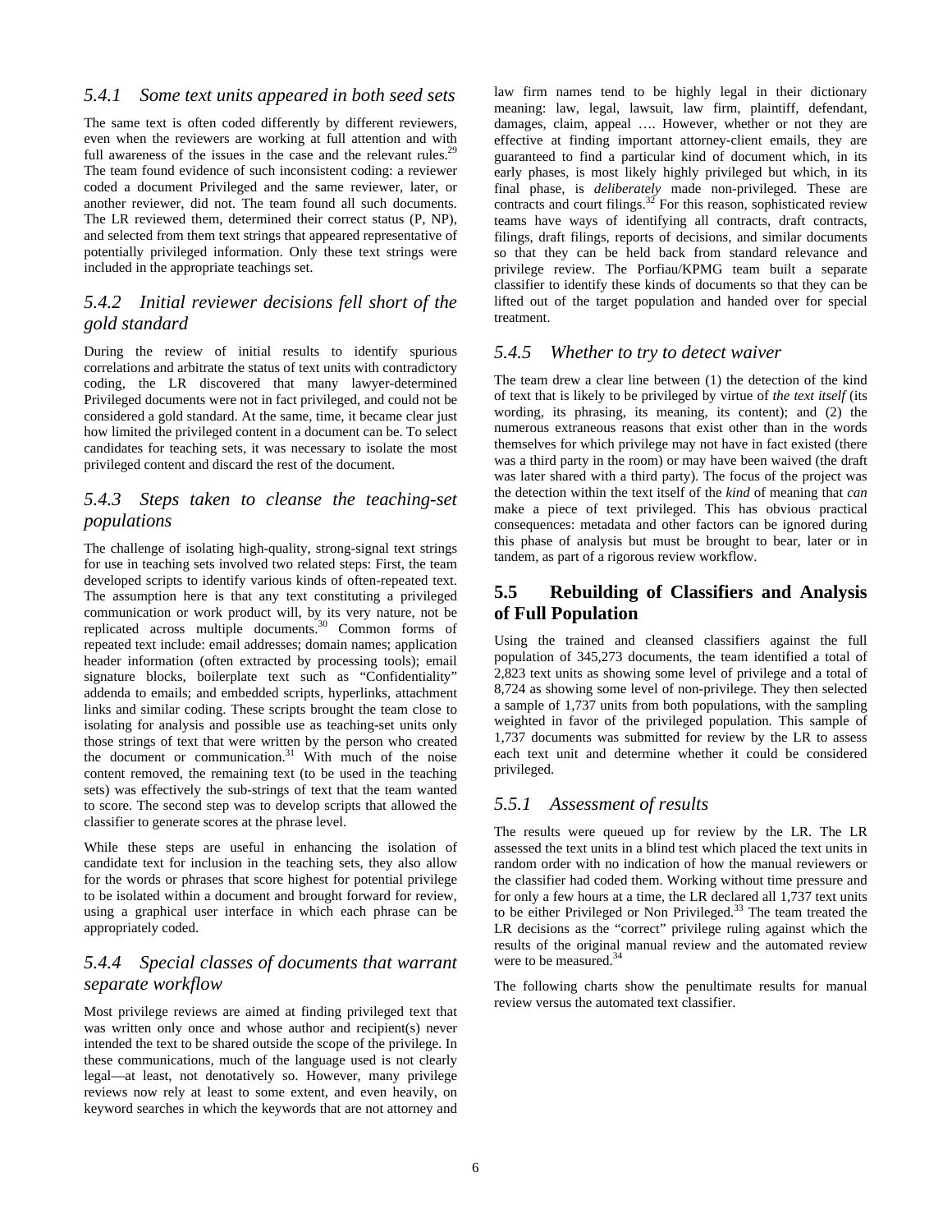### *5.4.1 Some text units appeared in both seed sets*

The same text is often coded differently by different reviewers, even when the reviewers are working at full attention and with full awareness of the issues in the case and the relevant rules.[29] The team found evidence of such inconsistent coding: a reviewer coded a document Privileged and the same reviewer, later, or another reviewer, did not. The team found all such documents. The LR reviewed them, determined their correct status (P, NP), and selected from them text strings that appeared representative of potentially privileged information. Only these text strings were included in the appropriate teachings set.

### *5.4.2 Initial reviewer decisions fell short of the gold standard*

During the review of initial results to identify spurious correlations and arbitrate the status of text units with contradictory coding, the LR discovered that many lawyer-determined Privileged documents were not in fact privileged, and could not be considered a gold standard. At the same, time, it became clear just how limited the privileged content in a document can be. To select candidates for teaching sets, it was necessary to isolate the most privileged content and discard the rest of the document.

### *5.4.3 Steps taken to cleanse the teaching-set populations*

The challenge of isolating high-quality, strong-signal text strings for use in teaching sets involved two related steps: First, the team developed scripts to identify various kinds of often-repeated text. The assumption here is that any text constituting a privileged communication or work product will, by its very nature, not be replicated across multiple documents.[30] Common forms of repeated text include: email addresses; domain names; application header information (often extracted by processing tools); email signature blocks, boilerplate text such as "Confidentiality" addenda to emails; and embedded scripts, hyperlinks, attachment links and similar coding. These scripts brought the team close to isolating for analysis and possible use as teaching-set units only those strings of text that were written by the person who created the document or communication.[31] With much of the noise content removed, the remaining text (to be used in the teaching sets) was effectively the sub-strings of text that the team wanted to score. The second step was to develop scripts that allowed the classifier to generate scores at the phrase level.

While these steps are useful in enhancing the isolation of candidate text for inclusion in the teaching sets, they also allow for the words or phrases that score highest for potential privilege to be isolated within a document and brought forward for review, using a graphical user interface in which each phrase can be appropriately coded.

### *5.4.4 Special classes of documents that warrant separate workflow*

Most privilege reviews are aimed at finding privileged text that was written only once and whose author and recipient(s) never intended the text to be shared outside the scope of the privilege. In these communications, much of the language used is not clearly legal—at least, not denotatively so. However, many privilege reviews now rely at least to some extent, and even heavily, on keyword searches in which the keywords that are not attorney and law firm names tend to be highly legal in their dictionary meaning: law, legal, lawsuit, law firm, plaintiff, defendant, damages, claim, appeal …. However, whether or not they are effective at finding important attorney-client emails, they are guaranteed to find a particular kind of document which, in its early phases, is most likely highly privileged but which, in its final phase, is *deliberately* made non-privileged. These are contracts and court filings.[32] For this reason, sophisticated review teams have ways of identifying all contracts, draft contracts, filings, draft filings, reports of decisions, and similar documents so that they can be held back from standard relevance and privilege review. The Porfiau/KPMG team built a separate classifier to identify these kinds of documents so that they can be lifted out of the target population and handed over for special treatment.

### *5.4.5 Whether to try to detect waiver*

The team drew a clear line between (1) the detection of the kind of text that is likely to be privileged by virtue of *the text itself* (its wording, its phrasing, its meaning, its content); and (2) the numerous extraneous reasons that exist other than in the words themselves for which privilege may not have in fact existed (there was a third party in the room) or may have been waived (the draft was later shared with a third party). The focus of the project was the detection within the text itself of the *kind* of meaning that *can* make a piece of text privileged. This has obvious practical consequences: metadata and other factors can be ignored during this phase of analysis but must be brought to bear, later or in tandem, as part of a rigorous review workflow.

## 5.5 Rebuilding of Classifiers and Analysis of Full Population

Using the trained and cleansed classifiers against the full population of 345,273 documents, the team identified a total of 2,823 text units as showing some level of privilege and a total of 8,724 as showing some level of non-privilege. They then selected a sample of 1,737 units from both populations, with the sampling weighted in favor of the privileged population. This sample of 1,737 documents was submitted for review by the LR to assess each text unit and determine whether it could be considered privileged.

### *5.5.1 Assessment of results*

The results were queued up for review by the LR. The LR assessed the text units in a blind test which placed the text units in random order with no indication of how the manual reviewers or the classifier had coded them. Working without time pressure and for only a few hours at a time, the LR declared all 1,737 text units to be either Privileged or Non Privileged.[33] The team treated the LR decisions as the "correct" privilege ruling against which the results of the original manual review and the automated review were to be measured.[34]

The following charts show the penultimate results for manual review versus the automated text classifier.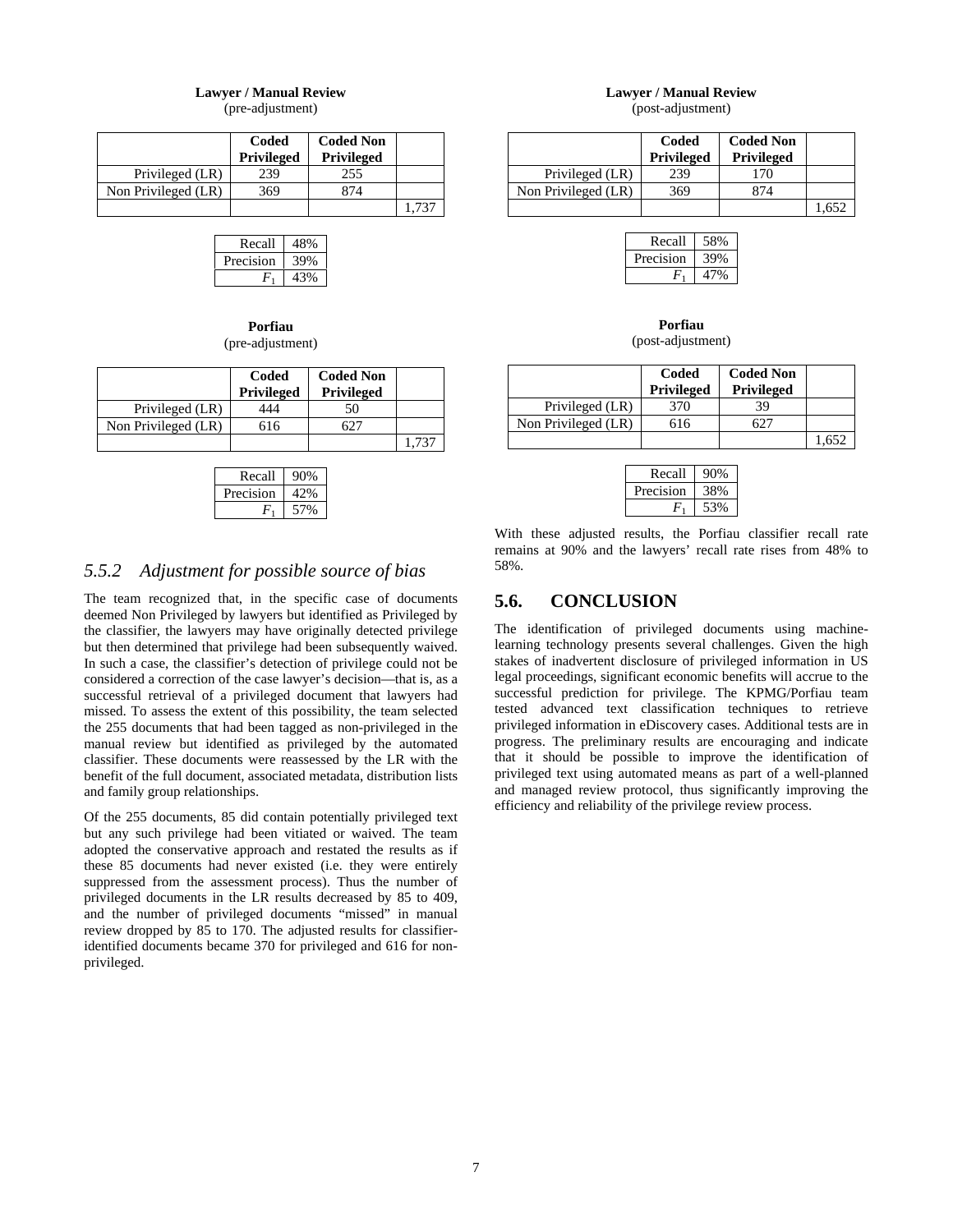**Lawyer / Manual Review**
(pre-adjustment)

| | Coded Privileged | Coded Non Privileged | |
|---|---|---|---|
| Privileged (LR) | 239 | 255 | |
| Non Privileged (LR) | 369 | 874 | |
| | | | 1,737 |

| | |
|---|---|
| Recall | 48% |
| Precision | 39% |
| $F_1$ | 43% |

**Porfiau**
(pre-adjustment)

| | Coded Privileged | Coded Non Privileged | |
|---|---|---|---|
| Privileged (LR) | 444 | 50 | |
| Non Privileged (LR) | 616 | 627 | |
| | | | 1,737 |

| | |
|---|---|
| Recall | 90% |
| Precision | 42% |
| $F_1$ | 57% |

### *5.5.2 Adjustment for possible source of bias*

The team recognized that, in the specific case of documents deemed Non Privileged by lawyers but identified as Privileged by the classifier, the lawyers may have originally detected privilege but then determined that privilege had been subsequently waived. In such a case, the classifier's detection of privilege could not be considered a correction of the case lawyer's decision—that is, as a successful retrieval of a privileged document that lawyers had missed. To assess the extent of this possibility, the team selected the 255 documents that had been tagged as non-privileged in the manual review but identified as privileged by the automated classifier. These documents were reassessed by the LR with the benefit of the full document, associated metadata, distribution lists and family group relationships.

Of the 255 documents, 85 did contain potentially privileged text but any such privilege had been vitiated or waived. The team adopted the conservative approach and restated the results as if these 85 documents had never existed (i.e. they were entirely suppressed from the assessment process). Thus the number of privileged documents in the LR results decreased by 85 to 409, and the number of privileged documents "missed" in manual review dropped by 85 to 170. The adjusted results for classifier-identified documents became 370 for privileged and 616 for non-privileged.

**Lawyer / Manual Review**
(post-adjustment)

| | Coded Privileged | Coded Non Privileged | |
|---|---|---|---|
| Privileged (LR) | 239 | 170 | |
| Non Privileged (LR) | 369 | 874 | |
| | | | 1,652 |

| | |
|---|---|
| Recall | 58% |
| Precision | 39% |
| $F_1$ | 47% |

**Porfiau**
(post-adjustment)

| | Coded Privileged | Coded Non Privileged | |
|---|---|---|---|
| Privileged (LR) | 370 | 39 | |
| Non Privileged (LR) | 616 | 627 | |
| | | | 1,652 |

| | |
|---|---|
| Recall | 90% |
| Precision | 38% |
| $F_1$ | 53% |

With these adjusted results, the Porfiau classifier recall rate remains at 90% and the lawyers' recall rate rises from 48% to 58%.

## 5.6. CONCLUSION

The identification of privileged documents using machine-learning technology presents several challenges. Given the high stakes of inadvertent disclosure of privileged information in US legal proceedings, significant economic benefits will accrue to the successful prediction for privilege. The KPMG/Porfiau team tested advanced text classification techniques to retrieve privileged information in eDiscovery cases. Additional tests are in progress. The preliminary results are encouraging and indicate that it should be possible to improve the identification of privileged text using automated means as part of a well-planned and managed review protocol, thus significantly improving the efficiency and reliability of the privilege review process.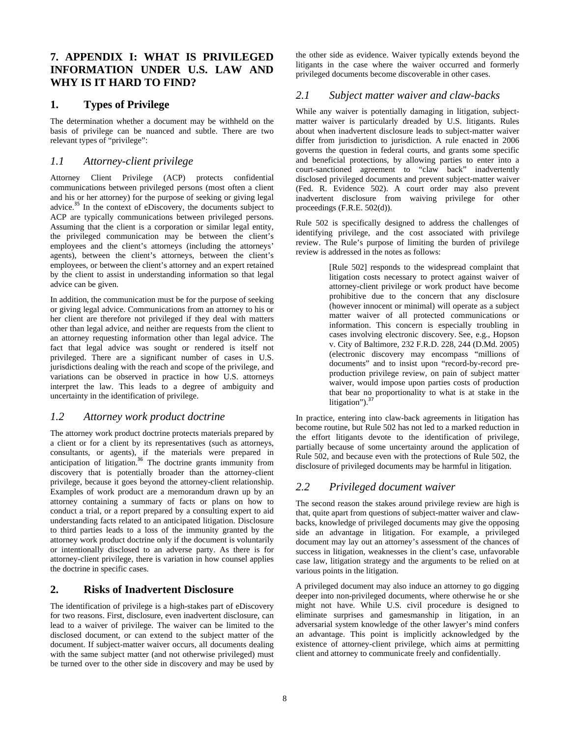# 7. APPENDIX I: WHAT IS PRIVILEGED INFORMATION UNDER U.S. LAW AND WHY IS IT HARD TO FIND?

## 1. Types of Privilege

The determination whether a document may be withheld on the basis of privilege can be nuanced and subtle. There are two relevant types of "privilege":

### *1.1 Attorney-client privilege*

Attorney Client Privilege (ACP) protects confidential communications between privileged persons (most often a client and his or her attorney) for the purpose of seeking or giving legal advice.[35] In the context of eDiscovery, the documents subject to ACP are typically communications between privileged persons. Assuming that the client is a corporation or similar legal entity, the privileged communication may be between the client's employees and the client's attorneys (including the attorneys' agents), between the client's attorneys, between the client's employees, or between the client's attorney and an expert retained by the client to assist in understanding information so that legal advice can be given.

In addition, the communication must be for the purpose of seeking or giving legal advice. Communications from an attorney to his or her client are therefore not privileged if they deal with matters other than legal advice, and neither are requests from the client to an attorney requesting information other than legal advice. The fact that legal advice was sought or rendered is itself not privileged. There are a significant number of cases in U.S. jurisdictions dealing with the reach and scope of the privilege, and variations can be observed in practice in how U.S. attorneys interpret the law. This leads to a degree of ambiguity and uncertainty in the identification of privilege.

### *1.2 Attorney work product doctrine*

The attorney work product doctrine protects materials prepared by a client or for a client by its representatives (such as attorneys, consultants, or agents), if the materials were prepared in anticipation of litigation.[36] The doctrine grants immunity from discovery that is potentially broader than the attorney-client privilege, because it goes beyond the attorney-client relationship. Examples of work product are a memorandum drawn up by an attorney containing a summary of facts or plans on how to conduct a trial, or a report prepared by a consulting expert to aid understanding facts related to an anticipated litigation. Disclosure to third parties leads to a loss of the immunity granted by the attorney work product doctrine only if the document is voluntarily or intentionally disclosed to an adverse party. As there is for attorney-client privilege, there is variation in how counsel applies the doctrine in specific cases.

## 2. Risks of Inadvertent Disclosure

The identification of privilege is a high-stakes part of eDiscovery for two reasons. First, disclosure, even inadvertent disclosure, can lead to a waiver of privilege. The waiver can be limited to the disclosed document, or can extend to the subject matter of the document. If subject-matter waiver occurs, all documents dealing with the same subject matter (and not otherwise privileged) must be turned over to the other side in discovery and may be used by the other side as evidence. Waiver typically extends beyond the litigants in the case where the waiver occurred and formerly privileged documents become discoverable in other cases.

### *2.1 Subject matter waiver and claw-backs*

While any waiver is potentially damaging in litigation, subject-matter waiver is particularly dreaded by U.S. litigants. Rules about when inadvertent disclosure leads to subject-matter waiver differ from jurisdiction to jurisdiction. A rule enacted in 2006 governs the question in federal courts, and grants some specific and beneficial protections, by allowing parties to enter into a court-sanctioned agreement to "claw back" inadvertently disclosed privileged documents and prevent subject-matter waiver (Fed. R. Evidence 502). A court order may also prevent inadvertent disclosure from waiving privilege for other proceedings (F.R.E. 502(d)).

Rule 502 is specifically designed to address the challenges of identifying privilege, and the cost associated with privilege review. The Rule's purpose of limiting the burden of privilege review is addressed in the notes as follows:

> [Rule 502] responds to the widespread complaint that litigation costs necessary to protect against waiver of attorney-client privilege or work product have become prohibitive due to the concern that any disclosure (however innocent or minimal) will operate as a subject matter waiver of all protected communications or information. This concern is especially troubling in cases involving electronic discovery. See, e.g., Hopson v. City of Baltimore, 232 F.R.D. 228, 244 (D.Md. 2005) (electronic discovery may encompass "millions of documents" and to insist upon "record-by-record pre-production privilege review, on pain of subject matter waiver, would impose upon parties costs of production that bear no proportionality to what is at stake in the litigation").[37]

In practice, entering into claw-back agreements in litigation has become routine, but Rule 502 has not led to a marked reduction in the effort litigants devote to the identification of privilege, partially because of some uncertainty around the application of Rule 502, and because even with the protections of Rule 502, the disclosure of privileged documents may be harmful in litigation.

### *2.2 Privileged document waiver*

The second reason the stakes around privilege review are high is that, quite apart from questions of subject-matter waiver and claw-backs, knowledge of privileged documents may give the opposing side an advantage in litigation. For example, a privileged document may lay out an attorney's assessment of the chances of success in litigation, weaknesses in the client's case, unfavorable case law, litigation strategy and the arguments to be relied on at various points in the litigation.

A privileged document may also induce an attorney to go digging deeper into non-privileged documents, where otherwise he or she might not have. While U.S. civil procedure is designed to eliminate surprises and gamesmanship in litigation, in an adversarial system knowledge of the other lawyer's mind confers an advantage. This point is implicitly acknowledged by the existence of attorney-client privilege, which aims at permitting client and attorney to communicate freely and confidentially.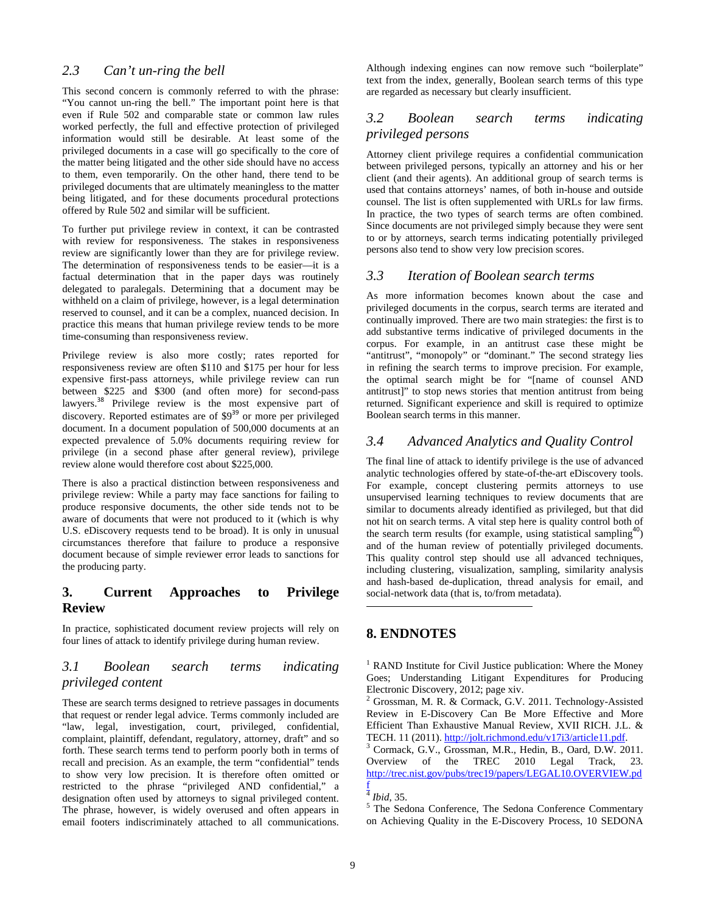### 2.3 *Can't un-ring the bell*

This second concern is commonly referred to with the phrase: "You cannot un-ring the bell." The important point here is that even if Rule 502 and comparable state or common law rules worked perfectly, the full and effective protection of privileged information would still be desirable. At least some of the privileged documents in a case will go specifically to the core of the matter being litigated and the other side should have no access to them, even temporarily. On the other hand, there tend to be privileged documents that are ultimately meaningless to the matter being litigated, and for these documents procedural protections offered by Rule 502 and similar will be sufficient.

To further put privilege review in context, it can be contrasted with review for responsiveness. The stakes in responsiveness review are significantly lower than they are for privilege review. The determination of responsiveness tends to be easier—it is a factual determination that in the paper days was routinely delegated to paralegals. Determining that a document may be withheld on a claim of privilege, however, is a legal determination reserved to counsel, and it can be a complex, nuanced decision. In practice this means that human privilege review tends to be more time-consuming than responsiveness review.

Privilege review is also more costly; rates reported for responsiveness review are often $110 and $175 per hour for less expensive first-pass attorneys, while privilege review can run between $225 and $300 (and often more) for second-pass lawyers.[38] Privilege review is the most expensive part of discovery. Reported estimates are of $9[39] or more per privileged document. In a document population of 500,000 documents at an expected prevalence of 5.0% documents requiring review for privilege (in a second phase after general review), privilege review alone would therefore cost about $225,000.

There is also a practical distinction between responsiveness and privilege review: While a party may face sanctions for failing to produce responsive documents, the other side tends not to be aware of documents that were not produced to it (which is why U.S. eDiscovery requests tend to be broad). It is only in unusual circumstances therefore that failure to produce a responsive document because of simple reviewer error leads to sanctions for the producing party.

## 3. Current Approaches to Privilege Review

In practice, sophisticated document review projects will rely on four lines of attack to identify privilege during human review.

### 3.1 *Boolean search terms indicating privileged content*

These are search terms designed to retrieve passages in documents that request or render legal advice. Terms commonly included are "law, legal, investigation, court, privileged, confidential, complaint, plaintiff, defendant, regulatory, attorney, draft" and so forth. These search terms tend to perform poorly both in terms of recall and precision. As an example, the term "confidential" tends to show very low precision. It is therefore often omitted or restricted to the phrase "privileged AND confidential," a designation often used by attorneys to signal privileged content. The phrase, however, is widely overused and often appears in email footers indiscriminately attached to all communications. Although indexing engines can now remove such "boilerplate" text from the index, generally, Boolean search terms of this type are regarded as necessary but clearly insufficient.

### 3.2 *Boolean search terms indicating privileged persons*

Attorney client privilege requires a confidential communication between privileged persons, typically an attorney and his or her client (and their agents). An additional group of search terms is used that contains attorneys' names, of both in-house and outside counsel. The list is often supplemented with URLs for law firms. In practice, the two types of search terms are often combined. Since documents are not privileged simply because they were sent to or by attorneys, search terms indicating potentially privileged persons also tend to show very low precision scores.

### 3.3 *Iteration of Boolean search terms*

As more information becomes known about the case and privileged documents in the corpus, search terms are iterated and continually improved. There are two main strategies: the first is to add substantive terms indicative of privileged documents in the corpus. For example, in an antitrust case these might be "antitrust", "monopoly" or "dominant." The second strategy lies in refining the search terms to improve precision. For example, the optimal search might be for "[name of counsel AND antitrust]" to stop news stories that mention antitrust from being returned. Significant experience and skill is required to optimize Boolean search terms in this manner.

### 3.4 *Advanced Analytics and Quality Control*

The final line of attack to identify privilege is the use of advanced analytic technologies offered by state-of-the-art eDiscovery tools. For example, concept clustering permits attorneys to use unsupervised learning techniques to review documents that are similar to documents already identified as privileged, but that did not hit on search terms. A vital step here is quality control both of the search term results (for example, using statistical sampling[40]) and of the human review of potentially privileged documents. This quality control step should use all advanced techniques, including clustering, visualization, sampling, similarity analysis and hash-based de-duplication, thread analysis for email, and social-network data (that is, to/from metadata).

## 8. ENDNOTES

[1] RAND Institute for Civil Justice publication: Where the Money Goes; Understanding Litigant Expenditures for Producing Electronic Discovery, 2012; page xiv.

[2] Grossman, M. R. & Cormack, G.V. 2011. Technology-Assisted Review in E-Discovery Can Be More Effective and More Efficient Than Exhaustive Manual Review, XVII RICH. J.L. & TECH. 11 (2011). http://jolt.richmond.edu/v17i3/article11.pdf.

[3] Cormack, G.V., Grossman, M.R., Hedin, B., Oard, D.W. 2011. Overview of the TREC 2010 Legal Track, 23. http://trec.nist.gov/pubs/trec19/papers/LEGAL10.OVERVIEW.pdf

[4] *Ibid*, 35.

[5] The Sedona Conference, The Sedona Conference Commentary on Achieving Quality in the E-Discovery Process, 10 SEDONA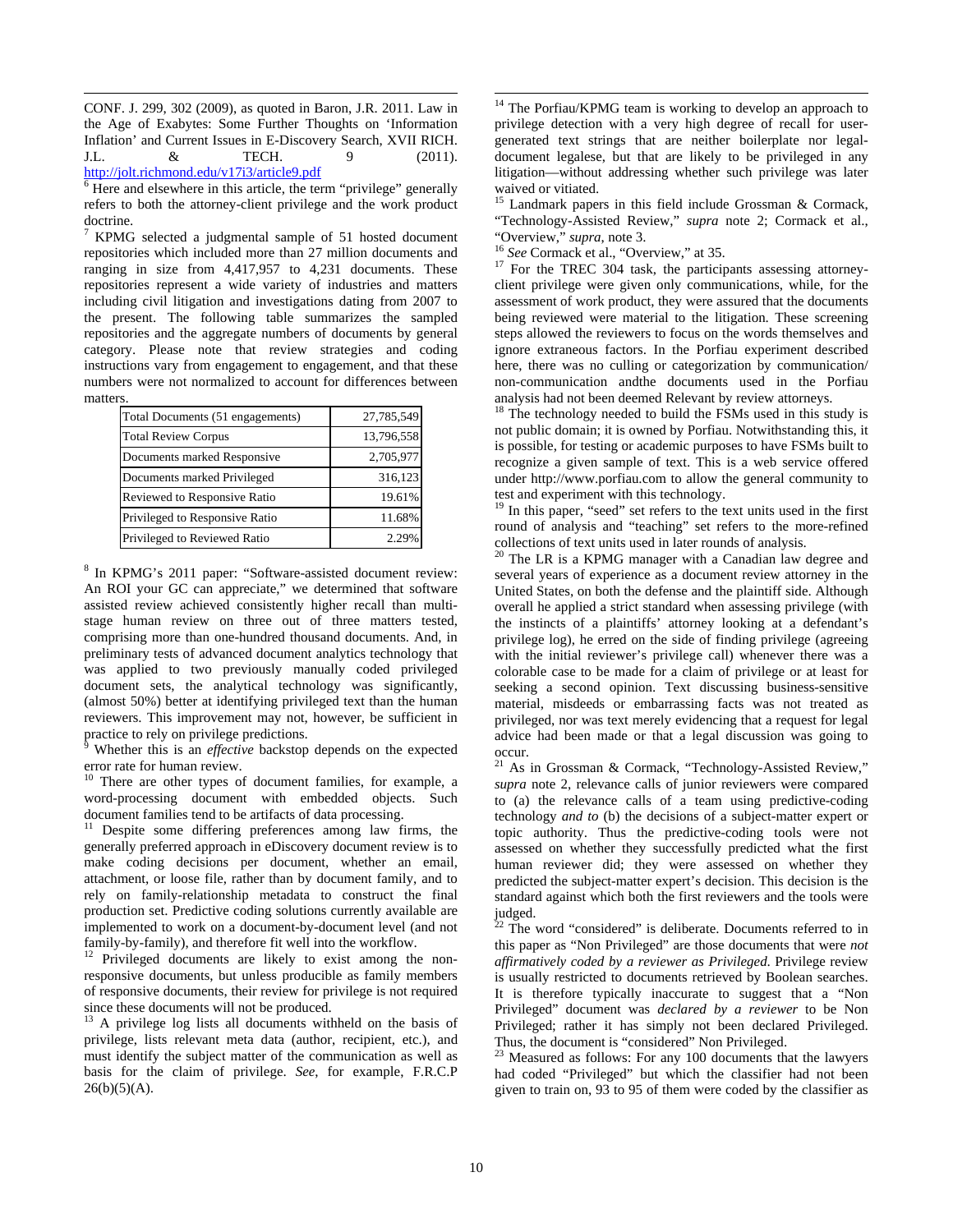CONF. J. 299, 302 (2009), as quoted in Baron, J.R. 2011. Law in the Age of Exabytes: Some Further Thoughts on 'Information Inflation' and Current Issues in E-Discovery Search, XVII RICH. J.L. & TECH. 9 (2011). http://jolt.richmond.edu/v17i3/article9.pdf

[6] Here and elsewhere in this article, the term "privilege" generally refers to both the attorney-client privilege and the work product doctrine.

[7] KPMG selected a judgmental sample of 51 hosted document repositories which included more than 27 million documents and ranging in size from 4,417,957 to 4,231 documents. These repositories represent a wide variety of industries and matters including civil litigation and investigations dating from 2007 to the present. The following table summarizes the sampled repositories and the aggregate numbers of documents by general category. Please note that review strategies and coding instructions vary from engagement to engagement, and that these numbers were not normalized to account for differences between matters.

| | |
|---|---|
| Total Documents (51 engagements) | 27,785,549 |
| Total Review Corpus | 13,796,558 |
| Documents marked Responsive | 2,705,977 |
| Documents marked Privileged | 316,123 |
| Reviewed to Responsive Ratio | 19.61% |
| Privileged to Responsive Ratio | 11.68% |
| Privileged to Reviewed Ratio | 2.29% |

[8] In KPMG's 2011 paper: "Software-assisted document review: An ROI your GC can appreciate," we determined that software assisted review achieved consistently higher recall than multi-stage human review on three out of three matters tested, comprising more than one-hundred thousand documents. And, in preliminary tests of advanced document analytics technology that was applied to two previously manually coded privileged document sets, the analytical technology was significantly, (almost 50%) better at identifying privileged text than the human reviewers. This improvement may not, however, be sufficient in practice to rely on privilege predictions.

[9] Whether this is an *effective* backstop depends on the expected error rate for human review.

[10] There are other types of document families, for example, a word-processing document with embedded objects. Such document families tend to be artifacts of data processing.

[11] Despite some differing preferences among law firms, the generally preferred approach in eDiscovery document review is to make coding decisions per document, whether an email, attachment, or loose file, rather than by document family, and to rely on family-relationship metadata to construct the final production set. Predictive coding solutions currently available are implemented to work on a document-by-document level (and not family-by-family), and therefore fit well into the workflow.

[12] Privileged documents are likely to exist among the non-responsive documents, but unless producible as family members of responsive documents, their review for privilege is not required since these documents will not be produced.

[13] A privilege log lists all documents withheld on the basis of privilege, lists relevant meta data (author, recipient, etc.), and must identify the subject matter of the communication as well as basis for the claim of privilege. *See*, for example, F.R.C.P 26(b)(5)(A).

[14] The Porfiau/KPMG team is working to develop an approach to privilege detection with a very high degree of recall for user-generated text strings that are neither boilerplate nor legal-document legalese, but that are likely to be privileged in any litigation—without addressing whether such privilege was later waived or vitiated.

[15] Landmark papers in this field include Grossman & Cormack, "Technology-Assisted Review," *supra* note 2; Cormack et al., "Overview," *supra*, note 3.

[16] *See* Cormack et al., "Overview," at 35.

[17] For the TREC 304 task, the participants assessing attorney-client privilege were given only communications, while, for the assessment of work product, they were assured that the documents being reviewed were material to the litigation. These screening steps allowed the reviewers to focus on the words themselves and ignore extraneous factors. In the Porfiau experiment described here, there was no culling or categorization by communication/ non-communication andthe documents used in the Porfiau analysis had not been deemed Relevant by review attorneys.

[18] The technology needed to build the FSMs used in this study is not public domain; it is owned by Porfiau. Notwithstanding this, it is possible, for testing or academic purposes to have FSMs built to recognize a given sample of text. This is a web service offered under http://www.porfiau.com to allow the general community to test and experiment with this technology.

[19] In this paper, "seed" set refers to the text units used in the first round of analysis and "teaching" set refers to the more-refined collections of text units used in later rounds of analysis.

[20] The LR is a KPMG manager with a Canadian law degree and several years of experience as a document review attorney in the United States, on both the defense and the plaintiff side. Although overall he applied a strict standard when assessing privilege (with the instincts of a plaintiffs' attorney looking at a defendant's privilege log), he erred on the side of finding privilege (agreeing with the initial reviewer's privilege call) whenever there was a colorable case to be made for a claim of privilege or at least for seeking a second opinion. Text discussing business-sensitive material, misdeeds or embarrassing facts was not treated as privileged, nor was text merely evidencing that a request for legal advice had been made or that a legal discussion was going to occur.

[21] As in Grossman & Cormack, "Technology-Assisted Review," *supra* note 2, relevance calls of junior reviewers were compared to (a) the relevance calls of a team using predictive-coding technology *and to* (b) the decisions of a subject-matter expert or topic authority. Thus the predictive-coding tools were not assessed on whether they successfully predicted what the first human reviewer did; they were assessed on whether they predicted the subject-matter expert's decision. This decision is the standard against which both the first reviewers and the tools were judged.

[22] The word "considered" is deliberate. Documents referred to in this paper as "Non Privileged" are those documents that were *not affirmatively coded by a reviewer as Privileged*. Privilege review is usually restricted to documents retrieved by Boolean searches. It is therefore typically inaccurate to suggest that a "Non Privileged" document was *declared by a reviewer* to be Non Privileged; rather it has simply not been declared Privileged. Thus, the document is "considered" Non Privileged.

[23] Measured as follows: For any 100 documents that the lawyers had coded "Privileged" but which the classifier had not been given to train on, 93 to 95 of them were coded by the classifier as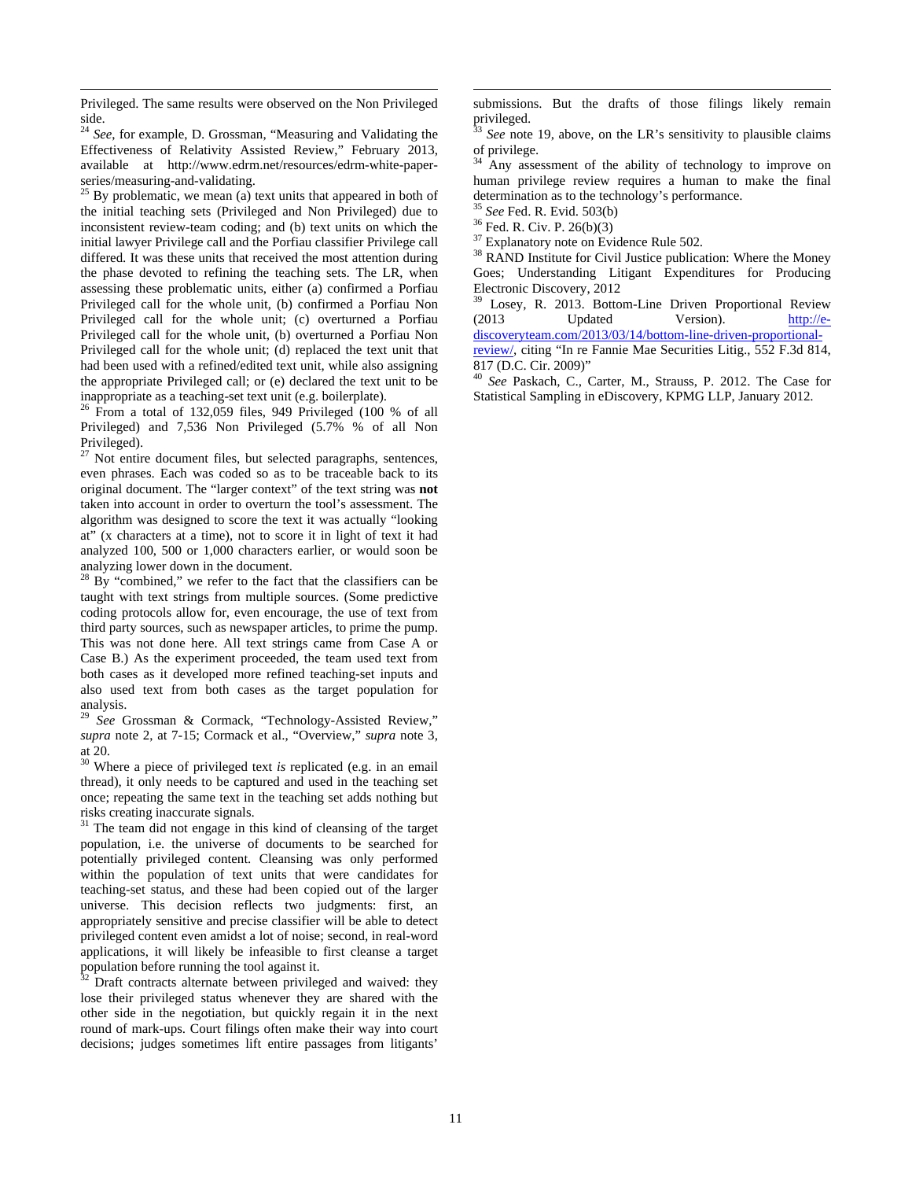Privileged. The same results were observed on the Non Privileged side.

[24] *See*, for example, D. Grossman, "Measuring and Validating the Effectiveness of Relativity Assisted Review," February 2013, available at http://www.edrm.net/resources/edrm-white-paper-series/measuring-and-validating.

[25] By problematic, we mean (a) text units that appeared in both of the initial teaching sets (Privileged and Non Privileged) due to inconsistent review-team coding; and (b) text units on which the initial lawyer Privilege call and the Porfiau classifier Privilege call differed. It was these units that received the most attention during the phase devoted to refining the teaching sets. The LR, when assessing these problematic units, either (a) confirmed a Porfiau Privileged call for the whole unit, (b) confirmed a Porfiau Non Privileged call for the whole unit; (c) overturned a Porfiau Privileged call for the whole unit, (b) overturned a Porfiau Non Privileged call for the whole unit; (d) replaced the text unit that had been used with a refined/edited text unit, while also assigning the appropriate Privileged call; or (e) declared the text unit to be inappropriate as a teaching-set text unit (e.g. boilerplate).

[26] From a total of 132,059 files, 949 Privileged (100 % of all Privileged) and 7,536 Non Privileged (5.7% % of all Non Privileged).

[27] Not entire document files, but selected paragraphs, sentences, even phrases. Each was coded so as to be traceable back to its original document. The "larger context" of the text string was **not** taken into account in order to overturn the tool's assessment. The algorithm was designed to score the text it was actually "looking at" (x characters at a time), not to score it in light of text it had analyzed 100, 500 or 1,000 characters earlier, or would soon be analyzing lower down in the document.

[28] By "combined," we refer to the fact that the classifiers can be taught with text strings from multiple sources. (Some predictive coding protocols allow for, even encourage, the use of text from third party sources, such as newspaper articles, to prime the pump. This was not done here. All text strings came from Case A or Case B.) As the experiment proceeded, the team used text from both cases as it developed more refined teaching-set inputs and also used text from both cases as the target population for analysis.

[29] *See* Grossman & Cormack, "Technology-Assisted Review," *supra* note 2, at 7-15; Cormack et al., "Overview," *supra* note 3, at 20.

[30] Where a piece of privileged text *is* replicated (e.g. in an email thread), it only needs to be captured and used in the teaching set once; repeating the same text in the teaching set adds nothing but risks creating inaccurate signals.

[31] The team did not engage in this kind of cleansing of the target population, i.e. the universe of documents to be searched for potentially privileged content. Cleansing was only performed within the population of text units that were candidates for teaching-set status, and these had been copied out of the larger universe. This decision reflects two judgments: first, an appropriately sensitive and precise classifier will be able to detect privileged content even amidst a lot of noise; second, in real-word applications, it will likely be infeasible to first cleanse a target population before running the tool against it.

[32] Draft contracts alternate between privileged and waived: they lose their privileged status whenever they are shared with the other side in the negotiation, but quickly regain it in the next round of mark-ups. Court filings often make their way into court decisions; judges sometimes lift entire passages from litigants' submissions. But the drafts of those filings likely remain privileged.

[33] *See* note 19, above, on the LR's sensitivity to plausible claims of privilege.

[34] Any assessment of the ability of technology to improve on human privilege review requires a human to make the final determination as to the technology's performance.

[35] *See* Fed. R. Evid. 503(b)

[36] Fed. R. Civ. P. 26(b)(3)

[37] Explanatory note on Evidence Rule 502.

[38] RAND Institute for Civil Justice publication: Where the Money Goes; Understanding Litigant Expenditures for Producing Electronic Discovery, 2012

[39] Losey, R. 2013. Bottom-Line Driven Proportional Review (2013 Updated Version). http://e-discoveryteam.com/2013/03/14/bottom-line-driven-proportional-review/, citing "In re Fannie Mae Securities Litig., 552 F.3d 814, 817 (D.C. Cir. 2009)"

[40] *See* Paskach, C., Carter, M., Strauss, P. 2012. The Case for Statistical Sampling in eDiscovery, KPMG LLP, January 2012.